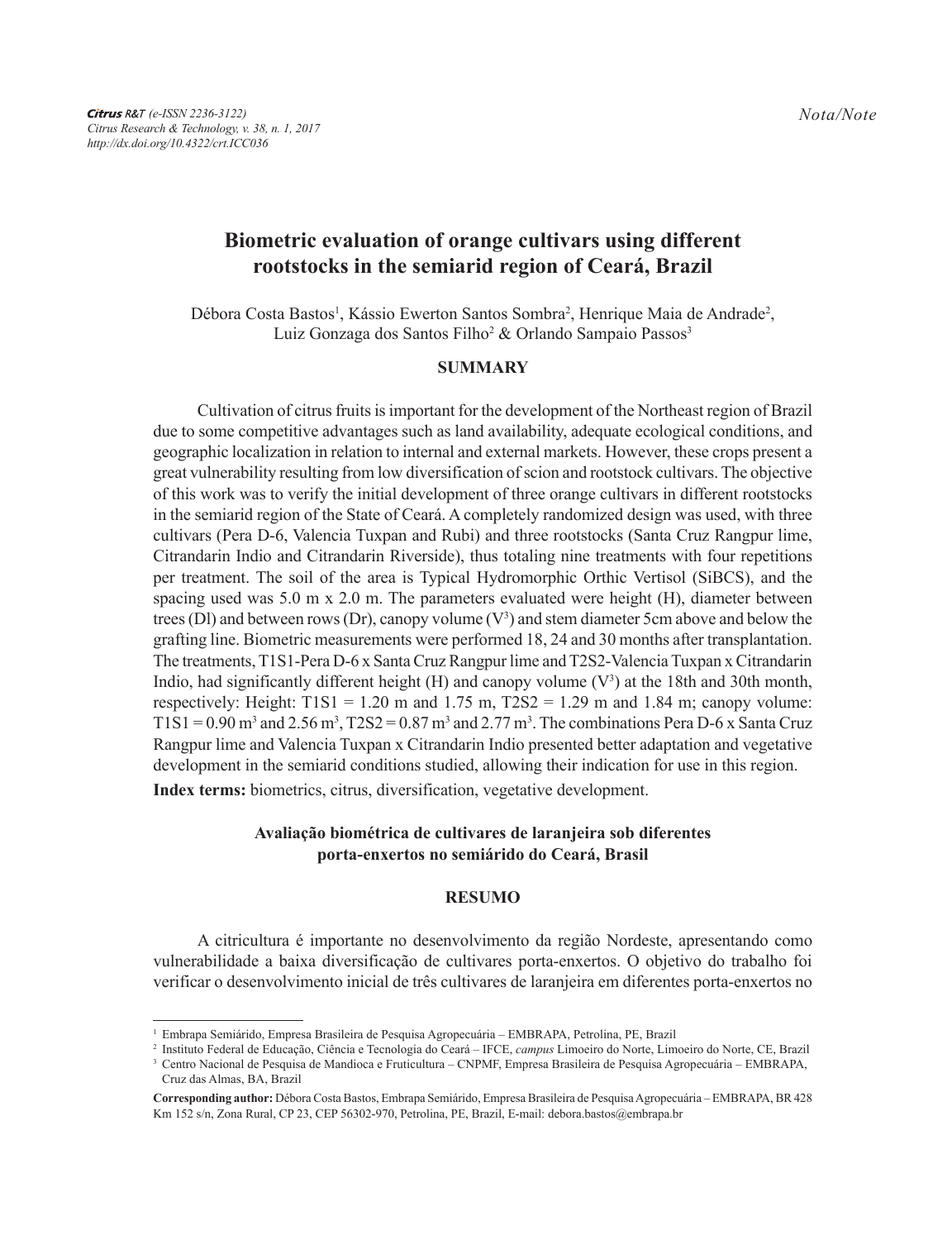Nota/Note

# Biometric evaluation of orange cultivars using different rootstocks in the semiarid region of Ceará, Brazil

Débora Costa Bastos[1], Kássio Ewerton Santos Sombra[2], Henrique Maia de Andrade[2], Luiz Gonzaga dos Santos Filho[2] & Orlando Sampaio Passos[3]

## SUMMARY

Cultivation of citrus fruits is important for the development of the Northeast region of Brazil due to some competitive advantages such as land availability, adequate ecological conditions, and geographic localization in relation to internal and external markets. However, these crops present a great vulnerability resulting from low diversification of scion and rootstock cultivars. The objective of this work was to verify the initial development of three orange cultivars in different rootstocks in the semiarid region of the State of Ceará. A completely randomized design was used, with three cultivars (Pera D-6, Valencia Tuxpan and Rubi) and three rootstocks (Santa Cruz Rangpur lime, Citrandarin Indio and Citrandarin Riverside), thus totaling nine treatments with four repetitions per treatment. The soil of the area is Typical Hydromorphic Orthic Vertisol (SiBCS), and the spacing used was 5.0 m x 2.0 m. The parameters evaluated were height (H), diameter between trees (Dl) and between rows (Dr), canopy volume ($V^3$) and stem diameter 5cm above and below the grafting line. Biometric measurements were performed 18, 24 and 30 months after transplantation. The treatments, T1S1-Pera D-6 x Santa Cruz Rangpur lime and T2S2-Valencia Tuxpan x Citrandarin Indio, had significantly different height (H) and canopy volume ($V^3$) at the 18th and 30th month, respectively: Height: T1S1 = 1.20 m and 1.75 m, T2S2 = 1.29 m and 1.84 m; canopy volume: T1S1 = 0.90 $m^3$ and 2.56 $m^3$, T2S2 = 0.87 $m^3$ and 2.77 $m^3$. The combinations Pera D-6 x Santa Cruz Rangpur lime and Valencia Tuxpan x Citrandarin Indio presented better adaptation and vegetative development in the semiarid conditions studied, allowing their indication for use in this region.

**Index terms:** biometrics, citrus, diversification, vegetative development.

### Avaliação biométrica de cultivares de laranjeira sob diferentes porta-enxertos no semiárido do Ceará, Brasil

## RESUMO

A citricultura é importante no desenvolvimento da região Nordeste, apresentando como vulnerabilidade a baixa diversificação de cultivares porta-enxertos. O objetivo do trabalho foi verificar o desenvolvimento inicial de três cultivares de laranjeira em diferentes porta-enxertos no

---

[1] Embrapa Semiárido, Empresa Brasileira de Pesquisa Agropecuária – EMBRAPA, Petrolina, PE, Brazil

[2] Instituto Federal de Educação, Ciência e Tecnologia do Ceará – IFCE, *campus* Limoeiro do Norte, Limoeiro do Norte, CE, Brazil

[3] Centro Nacional de Pesquisa de Mandioca e Fruticultura – CNPMF, Empresa Brasileira de Pesquisa Agropecuária – EMBRAPA, Cruz das Almas, BA, Brazil

**Corresponding author:** Débora Costa Bastos, Embrapa Semiárido, Empresa Brasileira de Pesquisa Agropecuária – EMBRAPA, BR 428 Km 152 s/n, Zona Rural, CP 23, CEP 56302-970, Petrolina, PE, Brazil, E-mail: debora.bastos@embrapa.br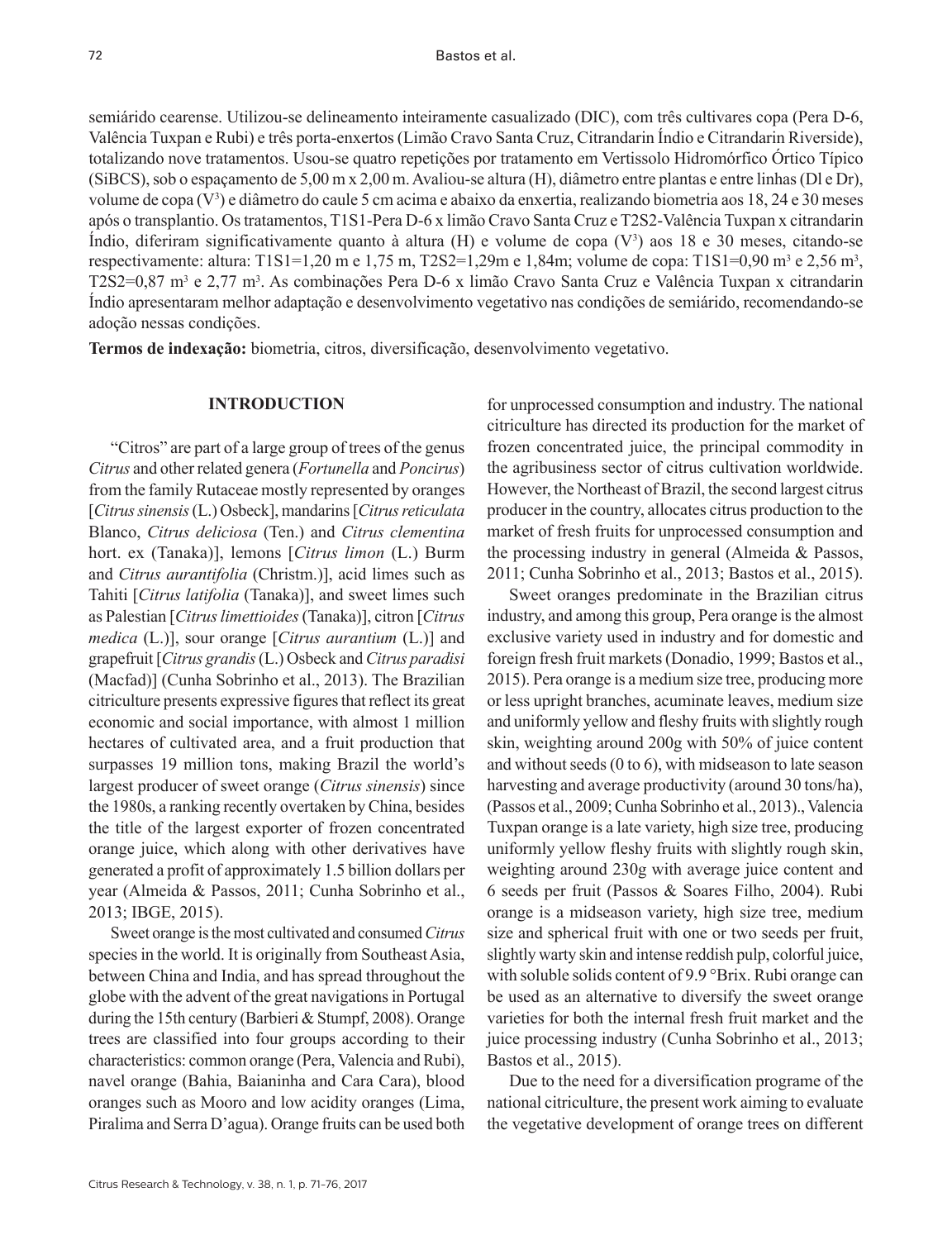semiárido cearense. Utilizou-se delineamento inteiramente casualizado (DIC), com três cultivares copa (Pera D-6, Valência Tuxpan e Rubi) e três porta-enxertos (Limão Cravo Santa Cruz, Citrandarin Índio e Citrandarin Riverside), totalizando nove tratamentos. Usou-se quatro repetições por tratamento em Vertissolo Hidromórfico Órtico Típico (SiBCS), sob o espaçamento de 5,00 m x 2,00 m. Avaliou-se altura (H), diâmetro entre plantas e entre linhas (Dl e Dr), volume de copa ($V^3$) e diâmetro do caule 5 cm acima e abaixo da enxertia, realizando biometria aos 18, 24 e 30 meses após o transplantio. Os tratamentos, T1S1-Pera D-6 x limão Cravo Santa Cruz e T2S2-Valência Tuxpan x citrandarin Índio, diferiram significativamente quanto à altura (H) e volume de copa ($V^3$) aos 18 e 30 meses, citando-se respectivamente: altura: T1S1=1,20 m e 1,75 m, T2S2=1,29m e 1,84m; volume de copa: T1S1=0,90 $m^3$ e 2,56 $m^3$, T2S2=0,87 $m^3$ e 2,77 $m^3$. As combinações Pera D-6 x limão Cravo Santa Cruz e Valência Tuxpan x citrandarin Índio apresentaram melhor adaptação e desenvolvimento vegetativo nas condições de semiárido, recomendando-se adoção nessas condições.

**Termos de indexação:** biometria, citros, diversificação, desenvolvimento vegetativo.

## INTRODUCTION

"Citros" are part of a large group of trees of the genus *Citrus* and other related genera (*Fortunella* and *Poncirus*) from the family Rutaceae mostly represented by oranges [*Citrus sinensis* (L.) Osbeck], mandarins [*Citrus reticulata* Blanco, *Citrus deliciosa* (Ten.) and *Citrus clementina* hort. ex (Tanaka)], lemons [*Citrus limon* (L.) Burm and *Citrus aurantifolia* (Christm.)], acid limes such as Tahiti [*Citrus latifolia* (Tanaka)], and sweet limes such as Palestian [*Citrus limettioides* (Tanaka)], citron [*Citrus medica* (L.)], sour orange [*Citrus aurantium* (L.)] and grapefruit [*Citrus grandis* (L.) Osbeck and *Citrus paradisi* (Macfad)] (Cunha Sobrinho et al., 2013). The Brazilian citriculture presents expressive figures that reflect its great economic and social importance, with almost 1 million hectares of cultivated area, and a fruit production that surpasses 19 million tons, making Brazil the world's largest producer of sweet orange (*Citrus sinensis*) since the 1980s, a ranking recently overtaken by China, besides the title of the largest exporter of frozen concentrated orange juice, which along with other derivatives have generated a profit of approximately 1.5 billion dollars per year (Almeida & Passos, 2011; Cunha Sobrinho et al., 2013; IBGE, 2015).

Sweet orange is the most cultivated and consumed *Citrus* species in the world. It is originally from Southeast Asia, between China and India, and has spread throughout the globe with the advent of the great navigations in Portugal during the 15th century (Barbieri & Stumpf, 2008). Orange trees are classified into four groups according to their characteristics: common orange (Pera, Valencia and Rubi), navel orange (Bahia, Baianinha and Cara Cara), blood oranges such as Mooro and low acidity oranges (Lima, Piralima and Serra D'agua). Orange fruits can be used both for unprocessed consumption and industry. The national citriculture has directed its production for the market of frozen concentrated juice, the principal commodity in the agribusiness sector of citrus cultivation worldwide. However, the Northeast of Brazil, the second largest citrus producer in the country, allocates citrus production to the market of fresh fruits for unprocessed consumption and the processing industry in general (Almeida & Passos, 2011; Cunha Sobrinho et al., 2013; Bastos et al., 2015).

Sweet oranges predominate in the Brazilian citrus industry, and among this group, Pera orange is the almost exclusive variety used in industry and for domestic and foreign fresh fruit markets (Donadio, 1999; Bastos et al., 2015). Pera orange is a medium size tree, producing more or less upright branches, acuminate leaves, medium size and uniformly yellow and fleshy fruits with slightly rough skin, weighting around 200g with 50% of juice content and without seeds (0 to 6), with midseason to late season harvesting and average productivity (around 30 tons/ha), (Passos et al., 2009; Cunha Sobrinho et al., 2013)., Valencia Tuxpan orange is a late variety, high size tree, producing uniformly yellow fleshy fruits with slightly rough skin, weighting around 230g with average juice content and 6 seeds per fruit (Passos & Soares Filho, 2004). Rubi orange is a midseason variety, high size tree, medium size and spherical fruit with one or two seeds per fruit, slightly warty skin and intense reddish pulp, colorful juice, with soluble solids content of 9.9 °Brix. Rubi orange can be used as an alternative to diversify the sweet orange varieties for both the internal fresh fruit market and the juice processing industry (Cunha Sobrinho et al., 2013; Bastos et al., 2015).

Due to the need for a diversification programe of the national citriculture, the present work aiming to evaluate the vegetative development of orange trees on different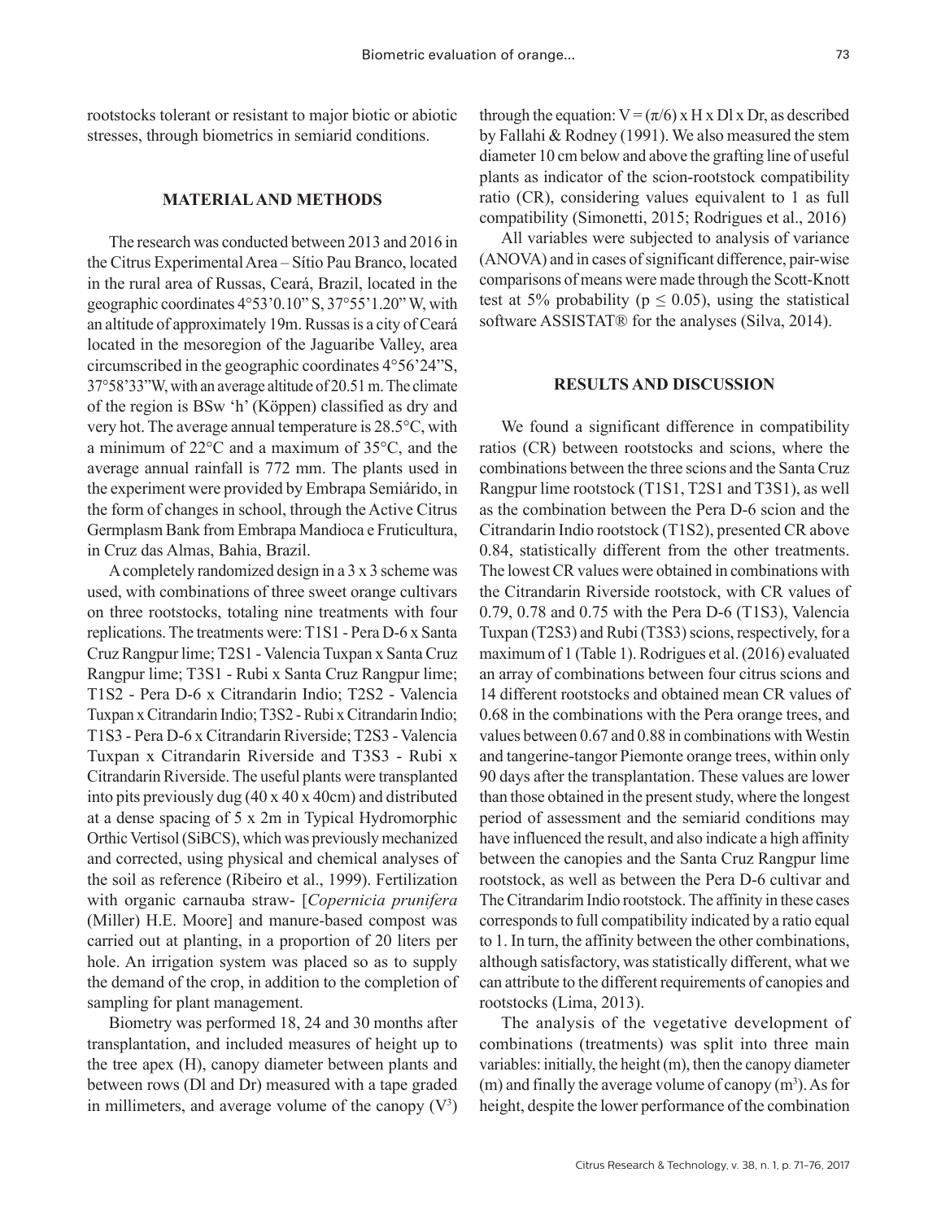rootstocks tolerant or resistant to major biotic or abiotic stresses, through biometrics in semiarid conditions.

## MATERIAL AND METHODS

The research was conducted between 2013 and 2016 in the Citrus Experimental Area – Sítio Pau Branco, located in the rural area of Russas, Ceará, Brazil, located in the geographic coordinates 4°53'0.10" S, 37°55'1.20" W, with an altitude of approximately 19m. Russas is a city of Ceará located in the mesoregion of the Jaguaribe Valley, area circumscribed in the geographic coordinates 4°56'24"S, 37°58'33"W, with an average altitude of 20.51 m. The climate of the region is BSw 'h' (Köppen) classified as dry and very hot. The average annual temperature is 28.5°C, with a minimum of 22°C and a maximum of 35°C, and the average annual rainfall is 772 mm. The plants used in the experiment were provided by Embrapa Semiárido, in the form of changes in school, through the Active Citrus Germplasm Bank from Embrapa Mandioca e Fruticultura, in Cruz das Almas, Bahia, Brazil.

A completely randomized design in a 3 x 3 scheme was used, with combinations of three sweet orange cultivars on three rootstocks, totaling nine treatments with four replications. The treatments were: T1S1 - Pera D-6 x Santa Cruz Rangpur lime; T2S1 - Valencia Tuxpan x Santa Cruz Rangpur lime; T3S1 - Rubi x Santa Cruz Rangpur lime; T1S2 - Pera D-6 x Citrandarin Indio; T2S2 - Valencia Tuxpan x Citrandarin Indio; T3S2 - Rubi x Citrandarin Indio; T1S3 - Pera D-6 x Citrandarin Riverside; T2S3 - Valencia Tuxpan x Citrandarin Riverside and T3S3 - Rubi x Citrandarin Riverside. The useful plants were transplanted into pits previously dug (40 x 40 x 40cm) and distributed at a dense spacing of 5 x 2m in Typical Hydromorphic Orthic Vertisol (SiBCS), which was previously mechanized and corrected, using physical and chemical analyses of the soil as reference (Ribeiro et al., 1999). Fertilization with organic carnauba straw- [*Copernicia prunifera* (Miller) H.E. Moore] and manure-based compost was carried out at planting, in a proportion of 20 liters per hole. An irrigation system was placed so as to supply the demand of the crop, in addition to the completion of sampling for plant management.

Biometry was performed 18, 24 and 30 months after transplantation, and included measures of height up to the tree apex (H), canopy diameter between plants and between rows (Dl and Dr) measured with a tape graded in millimeters, and average volume of the canopy ($V^3$) through the equation: $V = (\pi/6) \times H \times Dl \times Dr$, as described by Fallahi & Rodney (1991). We also measured the stem diameter 10 cm below and above the grafting line of useful plants as indicator of the scion-rootstock compatibility ratio (CR), considering values equivalent to 1 as full compatibility (Simonetti, 2015; Rodrigues et al., 2016)

All variables were subjected to analysis of variance (ANOVA) and in cases of significant difference, pair-wise comparisons of means were made through the Scott-Knott test at 5% probability ($p \leq 0.05$), using the statistical software ASSISTAT® for the analyses (Silva, 2014).

## RESULTS AND DISCUSSION

We found a significant difference in compatibility ratios (CR) between rootstocks and scions, where the combinations between the three scions and the Santa Cruz Rangpur lime rootstock (T1S1, T2S1 and T3S1), as well as the combination between the Pera D-6 scion and the Citrandarin Indio rootstock (T1S2), presented CR above 0.84, statistically different from the other treatments. The lowest CR values were obtained in combinations with the Citrandarin Riverside rootstock, with CR values of 0.79, 0.78 and 0.75 with the Pera D-6 (T1S3), Valencia Tuxpan (T2S3) and Rubi (T3S3) scions, respectively, for a maximum of 1 (Table 1). Rodrigues et al. (2016) evaluated an array of combinations between four citrus scions and 14 different rootstocks and obtained mean CR values of 0.68 in the combinations with the Pera orange trees, and values between 0.67 and 0.88 in combinations with Westin and tangerine-tangor Piemonte orange trees, within only 90 days after the transplantation. These values are lower than those obtained in the present study, where the longest period of assessment and the semiarid conditions may have influenced the result, and also indicate a high affinity between the canopies and the Santa Cruz Rangpur lime rootstock, as well as between the Pera D-6 cultivar and The Citrandarim Indio rootstock. The affinity in these cases corresponds to full compatibility indicated by a ratio equal to 1. In turn, the affinity between the other combinations, although satisfactory, was statistically different, what we can attribute to the different requirements of canopies and rootstocks (Lima, 2013).

The analysis of the vegetative development of combinations (treatments) was split into three main variables: initially, the height (m), then the canopy diameter (m) and finally the average volume of canopy ($m^3$). As for height, despite the lower performance of the combination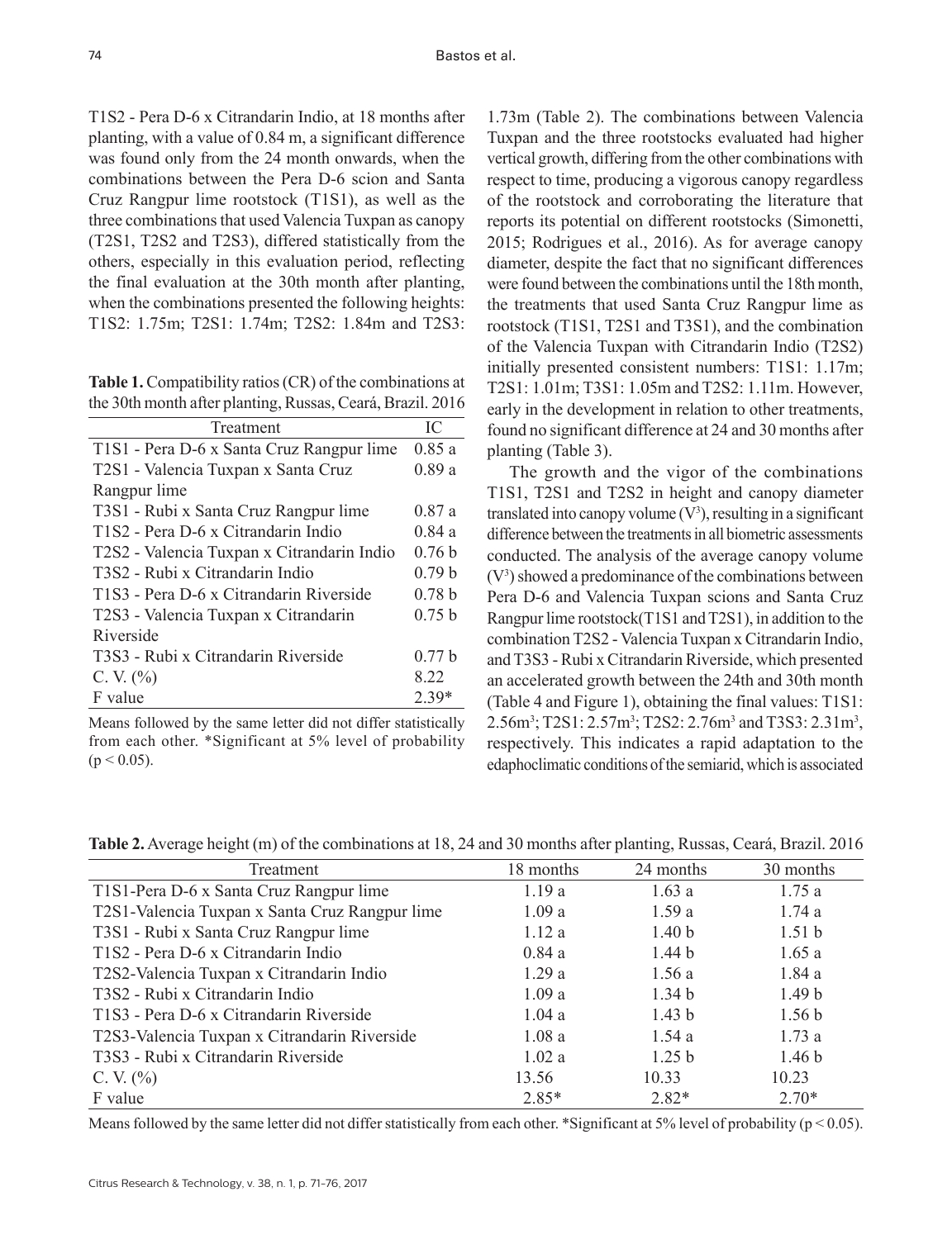T1S2 - Pera D-6 x Citrandarin Indio, at 18 months after planting, with a value of 0.84 m, a significant difference was found only from the 24 month onwards, when the combinations between the Pera D-6 scion and Santa Cruz Rangpur lime rootstock (T1S1), as well as the three combinations that used Valencia Tuxpan as canopy (T2S1, T2S2 and T2S3), differed statistically from the others, especially in this evaluation period, reflecting the final evaluation at the 30th month after planting, when the combinations presented the following heights: T1S2: 1.75m; T2S1: 1.74m; T2S2: 1.84m and T2S3: 1.73m (Table 2). The combinations between Valencia Tuxpan and the three rootstocks evaluated had higher vertical growth, differing from the other combinations with respect to time, producing a vigorous canopy regardless of the rootstock and corroborating the literature that reports its potential on different rootstocks (Simonetti, 2015; Rodrigues et al., 2016). As for average canopy diameter, despite the fact that no significant differences were found between the combinations until the 18th month, the treatments that used Santa Cruz Rangpur lime as rootstock (T1S1, T2S1 and T3S1), and the combination of the Valencia Tuxpan with Citrandarin Indio (T2S2) initially presented consistent numbers: T1S1: 1.17m; T2S1: 1.01m; T3S1: 1.05m and T2S2: 1.11m. However, early in the development in relation to other treatments, found no significant difference at 24 and 30 months after planting (Table 3).

**Table 1.** Compatibility ratios (CR) of the combinations at the 30th month after planting, Russas, Ceará, Brazil. 2016

| Treatment | IC |
|---|---|
| T1S1 - Pera D-6 x Santa Cruz Rangpur lime | 0.85 a |
| T2S1 - Valencia Tuxpan x Santa Cruz Rangpur lime | 0.89 a |
| T3S1 - Rubi x Santa Cruz Rangpur lime | 0.87 a |
| T1S2 - Pera D-6 x Citrandarin Indio | 0.84 a |
| T2S2 - Valencia Tuxpan x Citrandarin Indio | 0.76 b |
| T3S2 - Rubi x Citrandarin Indio | 0.79 b |
| T1S3 - Pera D-6 x Citrandarin Riverside | 0.78 b |
| T2S3 - Valencia Tuxpan x Citrandarin Riverside | 0.75 b |
| T3S3 - Rubi x Citrandarin Riverside | 0.77 b |
| C. V. (%) | 8.22 |
| F value | 2.39* |

Means followed by the same letter did not differ statistically from each other. *Significant at 5% level of probability ($p < 0.05$).

The growth and the vigor of the combinations T1S1, T2S1 and T2S2 in height and canopy diameter translated into canopy volume ($V^3$), resulting in a significant difference between the treatments in all biometric assessments conducted. The analysis of the average canopy volume ($V^3$) showed a predominance of the combinations between Pera D-6 and Valencia Tuxpan scions and Santa Cruz Rangpur lime rootstock (T1S1 and T2S1), in addition to the combination T2S2 - Valencia Tuxpan x Citrandarin Indio, and T3S3 - Rubi x Citrandarin Riverside, which presented an accelerated growth between the 24th and 30th month (Table 4 and Figure 1), obtaining the final values: T1S1: 2.56m$^3$; T2S1: 2.57m$^3$; T2S2: 2.76m$^3$ and T3S3: 2.31m$^3$, respectively. This indicates a rapid adaptation to the edaphoclimatic conditions of the semiarid, which is associated

**Table 2.** Average height (m) of the combinations at 18, 24 and 30 months after planting, Russas, Ceará, Brazil. 2016

| Treatment | 18 months | 24 months | 30 months |
|---|---|---|---|
| T1S1-Pera D-6 x Santa Cruz Rangpur lime | 1.19 a | 1.63 a | 1.75 a |
| T2S1-Valencia Tuxpan x Santa Cruz Rangpur lime | 1.09 a | 1.59 a | 1.74 a |
| T3S1 - Rubi x Santa Cruz Rangpur lime | 1.12 a | 1.40 b | 1.51 b |
| T1S2 - Pera D-6 x Citrandarin Indio | 0.84 a | 1.44 b | 1.65 a |
| T2S2-Valencia Tuxpan x Citrandarin Indio | 1.29 a | 1.56 a | 1.84 a |
| T3S2 - Rubi x Citrandarin Indio | 1.09 a | 1.34 b | 1.49 b |
| T1S3 - Pera D-6 x Citrandarin Riverside | 1.04 a | 1.43 b | 1.56 b |
| T2S3-Valencia Tuxpan x Citrandarin Riverside | 1.08 a | 1.54 a | 1.73 a |
| T3S3 - Rubi x Citrandarin Riverside | 1.02 a | 1.25 b | 1.46 b |
| C. V. (%) | 13.56 | 10.33 | 10.23 |
| F value | 2.85* | 2.82* | 2.70* |

Means followed by the same letter did not differ statistically from each other. *Significant at 5% level of probability ($p < 0.05$).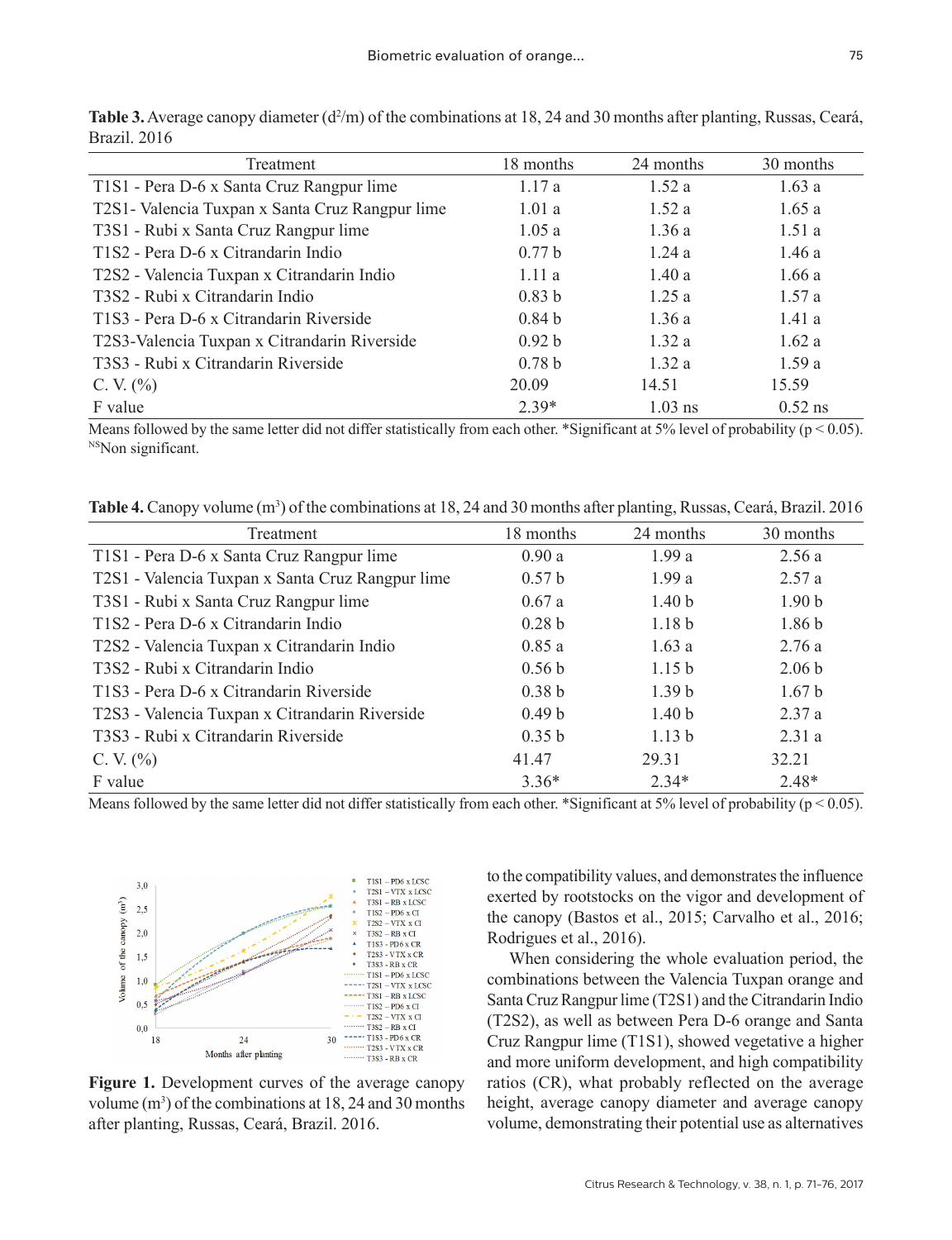**Table 3.** Average canopy diameter ($d^2$/m) of the combinations at 18, 24 and 30 months after planting, Russas, Ceará, Brazil. 2016

| Treatment | 18 months | 24 months | 30 months |
|---|---|---|---|
| T1S1 - Pera D-6 x Santa Cruz Rangpur lime | 1.17 a | 1.52 a | 1.63 a |
| T2S1- Valencia Tuxpan x Santa Cruz Rangpur lime | 1.01 a | 1.52 a | 1.65 a |
| T3S1 - Rubi x Santa Cruz Rangpur lime | 1.05 a | 1.36 a | 1.51 a |
| T1S2 - Pera D-6 x Citrandarin Indio | 0.77 b | 1.24 a | 1.46 a |
| T2S2 - Valencia Tuxpan x Citrandarin Indio | 1.11 a | 1.40 a | 1.66 a |
| T3S2 - Rubi x Citrandarin Indio | 0.83 b | 1.25 a | 1.57 a |
| T1S3 - Pera D-6 x Citrandarin Riverside | 0.84 b | 1.36 a | 1.41 a |
| T2S3-Valencia Tuxpan x Citrandarin Riverside | 0.92 b | 1.32 a | 1.62 a |
| T3S3 - Rubi x Citrandarin Riverside | 0.78 b | 1.32 a | 1.59 a |
| C. V. (%) | 20.09 | 14.51 | 15.59 |
| F value | 2.39* | 1.03 ns | 0.52 ns |

Means followed by the same letter did not differ statistically from each other. *Significant at 5% level of probability ($p < 0.05$). [NS]Non significant.

**Table 4.** Canopy volume ($m^3$) of the combinations at 18, 24 and 30 months after planting, Russas, Ceará, Brazil. 2016

| Treatment | 18 months | 24 months | 30 months |
|---|---|---|---|
| T1S1 - Pera D-6 x Santa Cruz Rangpur lime | 0.90 a | 1.99 a | 2.56 a |
| T2S1 - Valencia Tuxpan x Santa Cruz Rangpur lime | 0.57 b | 1.99 a | 2.57 a |
| T3S1 - Rubi x Santa Cruz Rangpur lime | 0.67 a | 1.40 b | 1.90 b |
| T1S2 - Pera D-6 x Citrandarin Indio | 0.28 b | 1.18 b | 1.86 b |
| T2S2 - Valencia Tuxpan x Citrandarin Indio | 0.85 a | 1.63 a | 2.76 a |
| T3S2 - Rubi x Citrandarin Indio | 0.56 b | 1.15 b | 2.06 b |
| T1S3 - Pera D-6 x Citrandarin Riverside | 0.38 b | 1.39 b | 1.67 b |
| T2S3 - Valencia Tuxpan x Citrandarin Riverside | 0.49 b | 1.40 b | 2.37 a |
| T3S3 - Rubi x Citrandarin Riverside | 0.35 b | 1.13 b | 2.31 a |
| C. V. (%) | 41.47 | 29.31 | 32.21 |
| F value | 3.36* | 2.34* | 2.48* |

Means followed by the same letter did not differ statistically from each other. *Significant at 5% level of probability ($p < 0.05$).

**Figure 1.** Development curves of the average canopy volume ($m^3$) of the combinations at 18, 24 and 30 months after planting, Russas, Ceará, Brazil. 2016.

to the compatibility values, and demonstrates the influence exerted by rootstocks on the vigor and development of the canopy (Bastos et al., 2015; Carvalho et al., 2016; Rodrigues et al., 2016).

When considering the whole evaluation period, the combinations between the Valencia Tuxpan orange and Santa Cruz Rangpur lime (T2S1) and the Citrandarin Indio (T2S2), as well as between Pera D-6 orange and Santa Cruz Rangpur lime (T1S1), showed vegetative a higher and more uniform development, and high compatibility ratios (CR), what probably reflected on the average height, average canopy diameter and average canopy volume, demonstrating their potential use as alternatives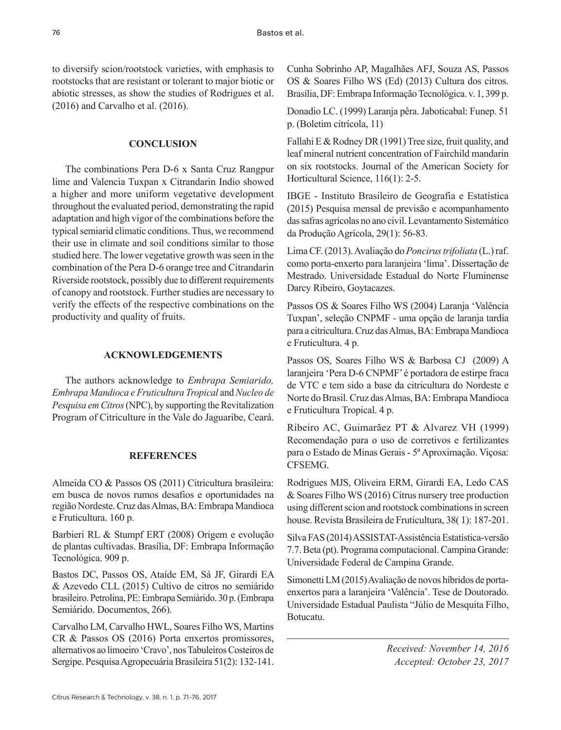to diversify scion/rootstock varieties, with emphasis to rootstocks that are resistant or tolerant to major biotic or abiotic stresses, as show the studies of Rodrigues et al. (2016) and Carvalho et al. (2016).

## CONCLUSION

The combinations Pera D-6 x Santa Cruz Rangpur lime and Valencia Tuxpan x Citrandarin Indio showed a higher and more uniform vegetative development throughout the evaluated period, demonstrating the rapid adaptation and high vigor of the combinations before the typical semiarid climatic conditions. Thus, we recommend their use in climate and soil conditions similar to those studied here. The lower vegetative growth was seen in the combination of the Pera D-6 orange tree and Citrandarin Riverside rootstock, possibly due to different requirements of canopy and rootstock. Further studies are necessary to verify the effects of the respective combinations on the productivity and quality of fruits.

## ACKNOWLEDGEMENTS

The authors acknowledge to *Embrapa Semiarido, Embrapa Mandioca e Fruticultura Tropical* and *Nucleo de Pesquisa em Citros* (NPC), by supporting the Revitalization Program of Citriculture in the Vale do Jaguaribe, Ceará.

## REFERENCES

Almeida CO & Passos OS (2011) Citricultura brasileira: em busca de novos rumos desafios e oportunidades na região Nordeste. Cruz das Almas, BA: Embrapa Mandioca e Fruticultura. 160 p.

Barbieri RL & Stumpf ERT (2008) Origem e evolução de plantas cultivadas. Brasília, DF: Embrapa Informação Tecnológica. 909 p.

Bastos DC, Passos OS, Ataíde EM, Sá JF, Girardi EA & Azevedo CLL (2015) Cultivo de citros no semiárido brasileiro. Petrolina, PE: Embrapa Semiárido. 30 p. (Embrapa Semiárido. Documentos, 266).

Carvalho LM, Carvalho HWL, Soares Filho WS, Martins CR & Passos OS (2016) Porta enxertos promissores, alternativos ao limoeiro 'Cravo', nos Tabuleiros Costeiros de Sergipe. Pesquisa Agropecuária Brasileira 51(2): 132-141.

Cunha Sobrinho AP, Magalhães AFJ, Souza AS, Passos OS & Soares Filho WS (Ed) (2013) Cultura dos citros. Brasília, DF: Embrapa Informação Tecnológica. v. 1, 399 p.

Donadio LC. (1999) Laranja pêra. Jaboticabal: Funep. 51 p. (Boletim citrícola, 11)

Fallahi E & Rodney DR (1991) Tree size, fruit quality, and leaf mineral nutrient concentration of Fairchild mandarin on six rootstocks. Journal of the American Society for Horticultural Science, 116(1): 2-5.

IBGE - Instituto Brasileiro de Geografia e Estatística (2015) Pesquisa mensal de previsão e acompanhamento das safras agrícolas no ano civil. Levantamento Sistemático da Produção Agrícola, 29(1): 56-83.

Lima CF. (2013). Avaliação do *Poncirus trifoliata* (L.) raf. como porta-enxerto para laranjeira 'lima'. Dissertação de Mestrado. Universidade Estadual do Norte Fluminense Darcy Ribeiro, Goytacazes.

Passos OS & Soares Filho WS (2004) Laranja 'Valência Tuxpan', seleção CNPMF - uma opção de laranja tardia para a citricultura. Cruz das Almas, BA: Embrapa Mandioca e Fruticultura. 4 p.

Passos OS, Soares Filho WS & Barbosa CJ (2009) A laranjeira 'Pera D-6 CNPMF' é portadora de estirpe fraca de VTC e tem sido a base da citricultura do Nordeste e Norte do Brasil. Cruz das Almas, BA: Embrapa Mandioca e Fruticultura Tropical. 4 p.

Ribeiro AC, Guimarãez PT & Alvarez VH (1999) Recomendação para o uso de corretivos e fertilizantes para o Estado de Minas Gerais - 5ª Aproximação. Viçosa: CFSEMG.

Rodrigues MJS, Oliveira ERM, Girardi EA, Ledo CAS & Soares Filho WS (2016) Citrus nursery tree production using different scion and rootstock combinations in screen house. Revista Brasileira de Fruticultura, 38( 1): 187-201.

Silva FAS (2014) ASSISTAT-Assistência Estatística-versão 7.7. Beta (pt). Programa computacional. Campina Grande: Universidade Federal de Campina Grande.

Simonetti LM (2015) Avaliação de novos híbridos de porta-enxertos para a laranjeira 'Valência'. Tese de Doutorado. Universidade Estadual Paulista "Júlio de Mesquita Filho, Botucatu.

*Received: November 14, 2016*
*Accepted: October 23, 2017*